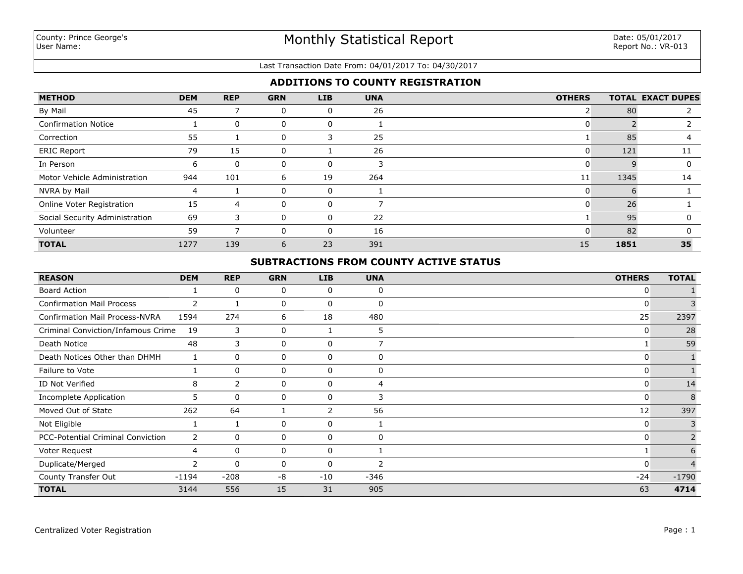County: Prince George's
User Name:

# Monthly Statistical Report

Date: 05/01/2017
Report No.: VR-013

Last Transaction Date From: 04/01/2017 To: 04/30/2017

## ADDITIONS TO COUNTY REGISTRATION

| METHOD | DEM | REP | GRN | LIB | UNA | OTHERS | TOTAL | EXACT DUPES |
|---|---|---|---|---|---|---|---|---|
| By Mail | 45 | 7 | 0 | 0 | 26 | 2 | 80 | 2 |
| Confirmation Notice | 1 | 0 | 0 | 0 | 1 | 0 | 2 | 2 |
| Correction | 55 | 1 | 0 | 3 | 25 | 1 | 85 | 4 |
| ERIC Report | 79 | 15 | 0 | 1 | 26 | 0 | 121 | 11 |
| In Person | 6 | 0 | 0 | 0 | 3 | 0 | 9 | 0 |
| Motor Vehicle Administration | 944 | 101 | 6 | 19 | 264 | 11 | 1345 | 14 |
| NVRA by Mail | 4 | 1 | 0 | 0 | 1 | 0 | 6 | 1 |
| Online Voter Registration | 15 | 4 | 0 | 0 | 7 | 0 | 26 | 1 |
| Social Security Administration | 69 | 3 | 0 | 0 | 22 | 1 | 95 | 0 |
| Volunteer | 59 | 7 | 0 | 0 | 16 | 0 | 82 | 0 |
| **TOTAL** | 1277 | 139 | 6 | 23 | 391 | 15 | **1851** | **35** |

## SUBTRACTIONS FROM COUNTY ACTIVE STATUS

| REASON | DEM | REP | GRN | LIB | UNA | OTHERS | TOTAL |
|---|---|---|---|---|---|---|---|
| Board Action | 1 | 0 | 0 | 0 | 0 | 0 | 1 |
| Confirmation Mail Process | 2 | 1 | 0 | 0 | 0 | 0 | 3 |
| Confirmation Mail Process-NVRA | 1594 | 274 | 6 | 18 | 480 | 25 | 2397 |
| Criminal Conviction/Infamous Crime | 19 | 3 | 0 | 1 | 5 | 0 | 28 |
| Death Notice | 48 | 3 | 0 | 0 | 7 | 1 | 59 |
| Death Notices Other than DHMH | 1 | 0 | 0 | 0 | 0 | 0 | 1 |
| Failure to Vote | 1 | 0 | 0 | 0 | 0 | 0 | 1 |
| ID Not Verified | 8 | 2 | 0 | 0 | 4 | 0 | 14 |
| Incomplete Application | 5 | 0 | 0 | 0 | 3 | 0 | 8 |
| Moved Out of State | 262 | 64 | 1 | 2 | 56 | 12 | 397 |
| Not Eligible | 1 | 1 | 0 | 0 | 1 | 0 | 3 |
| PCC-Potential Criminal Conviction | 2 | 0 | 0 | 0 | 0 | 0 | 2 |
| Voter Request | 4 | 0 | 0 | 0 | 1 | 1 | 6 |
| Duplicate/Merged | 2 | 0 | 0 | 0 | 2 | 0 | 4 |
| County Transfer Out | -1194 | -208 | -8 | -10 | -346 | -24 | -1790 |
| **TOTAL** | 3144 | 556 | 15 | 31 | 905 | 63 | **4714** |

Centralized Voter Registration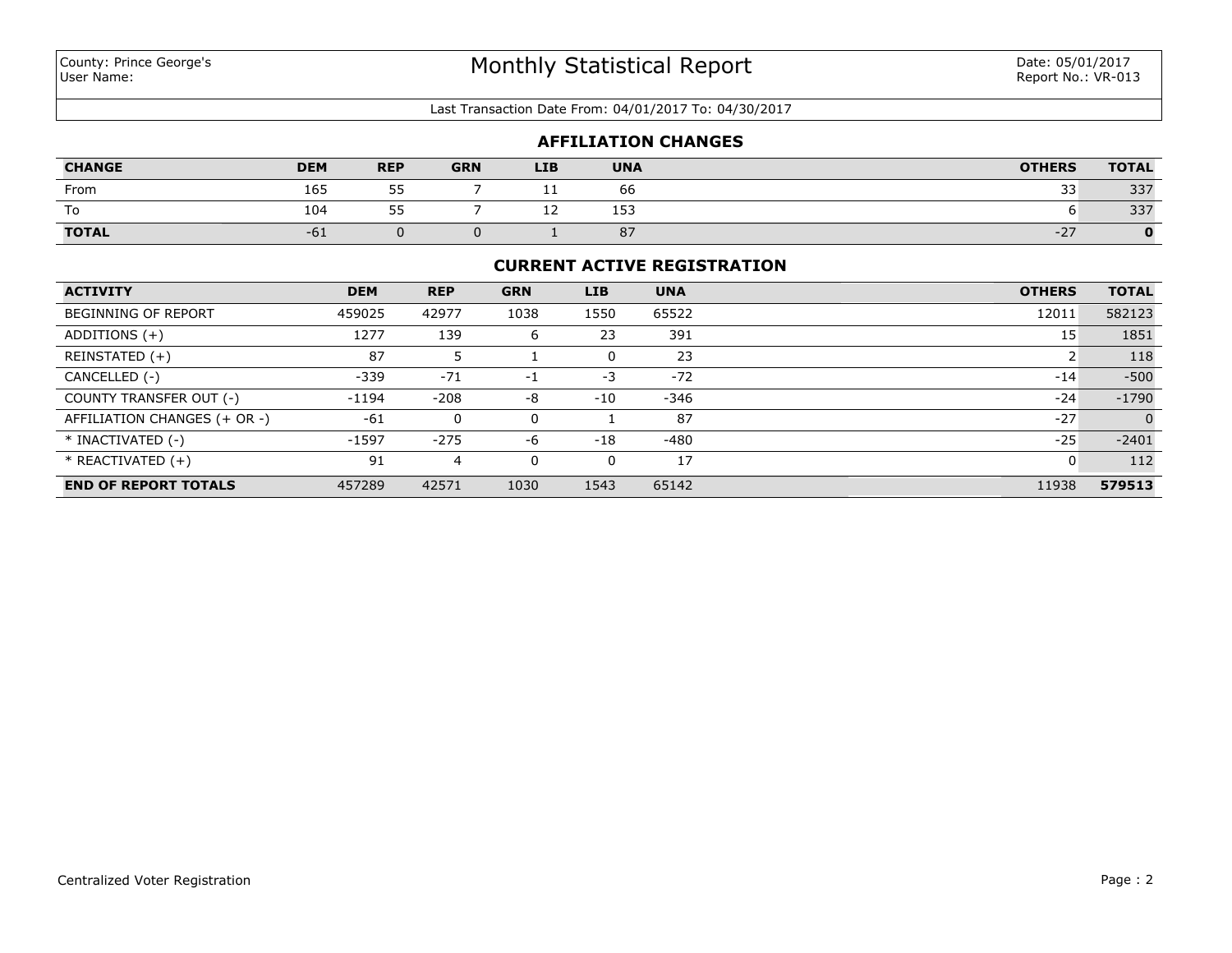County: Prince George's
User Name:

# Monthly Statistical Report

Date: 05/01/2017
Report No.: VR-013

Last Transaction Date From: 04/01/2017 To: 04/30/2017

## AFFILIATION CHANGES

| CHANGE | DEM | REP | GRN | LIB | UNA | OTHERS | TOTAL |
|---|---|---|---|---|---|---|---|
| From | 165 | 55 | 7 | 11 | 66 | 33 | 337 |
| To | 104 | 55 | 7 | 12 | 153 | 6 | 337 |
| **TOTAL** | -61 | 0 | 0 | 1 | 87 | -27 | **0** |

## CURRENT ACTIVE REGISTRATION

| ACTIVITY | DEM | REP | GRN | LIB | UNA | OTHERS | TOTAL |
|---|---|---|---|---|---|---|---|
| BEGINNING OF REPORT | 459025 | 42977 | 1038 | 1550 | 65522 | 12011 | 582123 |
| ADDITIONS (+) | 1277 | 139 | 6 | 23 | 391 | 15 | 1851 |
| REINSTATED (+) | 87 | 5 | 1 | 0 | 23 | 2 | 118 |
| CANCELLED (-) | -339 | -71 | -1 | -3 | -72 | -14 | -500 |
| COUNTY TRANSFER OUT (-) | -1194 | -208 | -8 | -10 | -346 | -24 | -1790 |
| AFFILIATION CHANGES (+ OR -) | -61 | 0 | 0 | 1 | 87 | -27 | 0 |
| * INACTIVATED (-) | -1597 | -275 | -6 | -18 | -480 | -25 | -2401 |
| * REACTIVATED (+) | 91 | 4 | 0 | 0 | 17 | 0 | 112 |
| **END OF REPORT TOTALS** | 457289 | 42571 | 1030 | 1543 | 65142 | 11938 | **579513** |

Centralized Voter Registration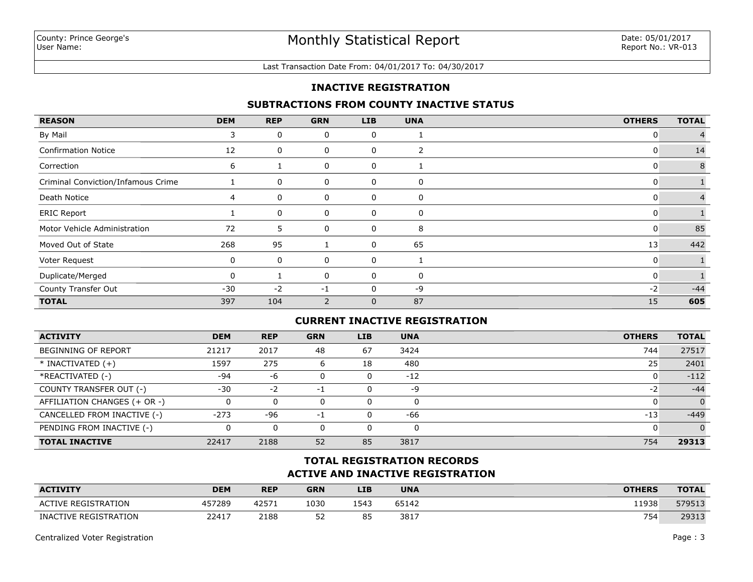County: Prince George's
User Name:

# Monthly Statistical Report

Date: 05/01/2017
Report No.: VR-013

Last Transaction Date From: 04/01/2017 To: 04/30/2017

## INACTIVE REGISTRATION

### SUBTRACTIONS FROM COUNTY INACTIVE STATUS

| REASON | DEM | REP | GRN | LIB | UNA | OTHERS | TOTAL |
|---|---|---|---|---|---|---|---|
| By Mail | 3 | 0 | 0 | 0 | 1 | 0 | 4 |
| Confirmation Notice | 12 | 0 | 0 | 0 | 2 | 0 | 14 |
| Correction | 6 | 1 | 0 | 0 | 1 | 0 | 8 |
| Criminal Conviction/Infamous Crime | 1 | 0 | 0 | 0 | 0 | 0 | 1 |
| Death Notice | 4 | 0 | 0 | 0 | 0 | 0 | 4 |
| ERIC Report | 1 | 0 | 0 | 0 | 0 | 0 | 1 |
| Motor Vehicle Administration | 72 | 5 | 0 | 0 | 8 | 0 | 85 |
| Moved Out of State | 268 | 95 | 1 | 0 | 65 | 13 | 442 |
| Voter Request | 0 | 0 | 0 | 0 | 1 | 0 | 1 |
| Duplicate/Merged | 0 | 1 | 0 | 0 | 0 | 0 | 1 |
| County Transfer Out | -30 | -2 | -1 | 0 | -9 | -2 | -44 |
| **TOTAL** | 397 | 104 | 2 | 0 | 87 | 15 | **605** |

### CURRENT INACTIVE REGISTRATION

| ACTIVITY | DEM | REP | GRN | LIB | UNA | OTHERS | TOTAL |
|---|---|---|---|---|---|---|---|
| BEGINNING OF REPORT | 21217 | 2017 | 48 | 67 | 3424 | 744 | 27517 |
| * INACTIVATED (+) | 1597 | 275 | 6 | 18 | 480 | 25 | 2401 |
| *REACTIVATED (-) | -94 | -6 | 0 | 0 | -12 | 0 | -112 |
| COUNTY TRANSFER OUT (-) | -30 | -2 | -1 | 0 | -9 | -2 | -44 |
| AFFILIATION CHANGES (+ OR -) | 0 | 0 | 0 | 0 | 0 | 0 | 0 |
| CANCELLED FROM INACTIVE (-) | -273 | -96 | -1 | 0 | -66 | -13 | -449 |
| PENDING FROM INACTIVE (-) | 0 | 0 | 0 | 0 | 0 | 0 | 0 |
| **TOTAL INACTIVE** | 22417 | 2188 | 52 | 85 | 3817 | 754 | **29313** |

### TOTAL REGISTRATION RECORDS
### ACTIVE AND INACTIVE REGISTRATION

| ACTIVITY | DEM | REP | GRN | LIB | UNA | OTHERS | TOTAL |
|---|---|---|---|---|---|---|---|
| ACTIVE REGISTRATION | 457289 | 42571 | 1030 | 1543 | 65142 | 11938 | 579513 |
| INACTIVE REGISTRATION | 22417 | 2188 | 52 | 85 | 3817 | 754 | 29313 |

Centralized Voter Registration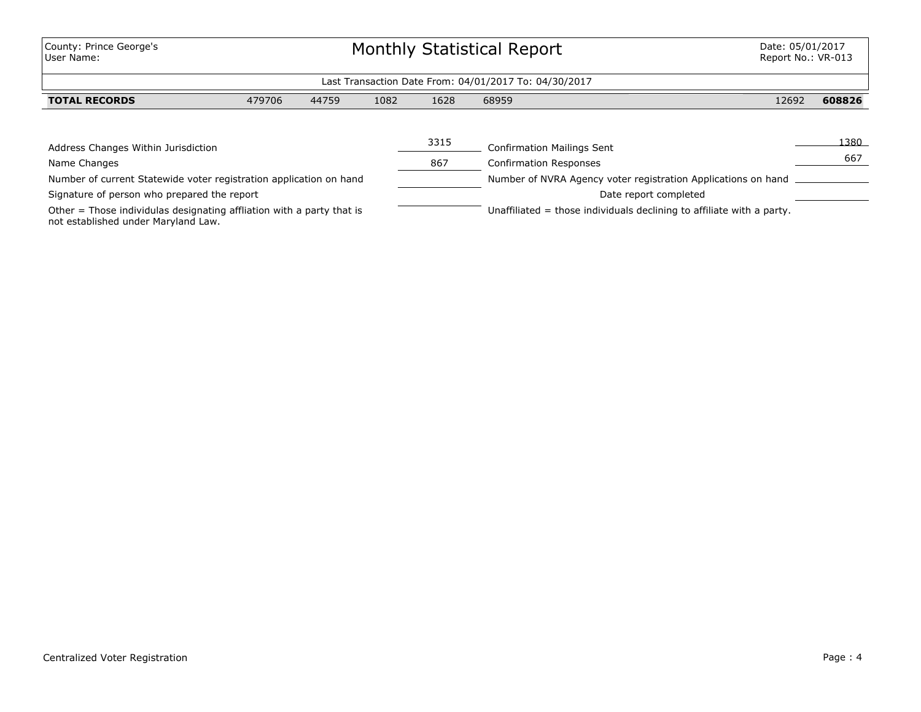County: Prince George's
User Name:

# Monthly Statistical Report

Date: 05/01/2017
Report No.: VR-013

Last Transaction Date From: 04/01/2017 To: 04/30/2017

| | | | | | | | |
|---|---|---|---|---|---|---|---|
| **TOTAL RECORDS** | 479706 | 44759 | 1082 | 1628 | 68959 | 12692 | **608826** |

| | | | |
|---|---|---|---|
| Address Changes Within Jurisdiction | 3315 | Confirmation Mailings Sent | 1380 |
| Name Changes | 867 | Confirmation Responses | 667 |
| Number of current Statewide voter registration application on hand | | Number of NVRA Agency voter registration Applications on hand | |
| Signature of person who prepared the report | | Date report completed | |

Other = Those individulas designating affliation with a party that is not established under Maryland Law.

Unaffiliated = those individuals declining to affiliate with a party.

Centralized Voter Registration